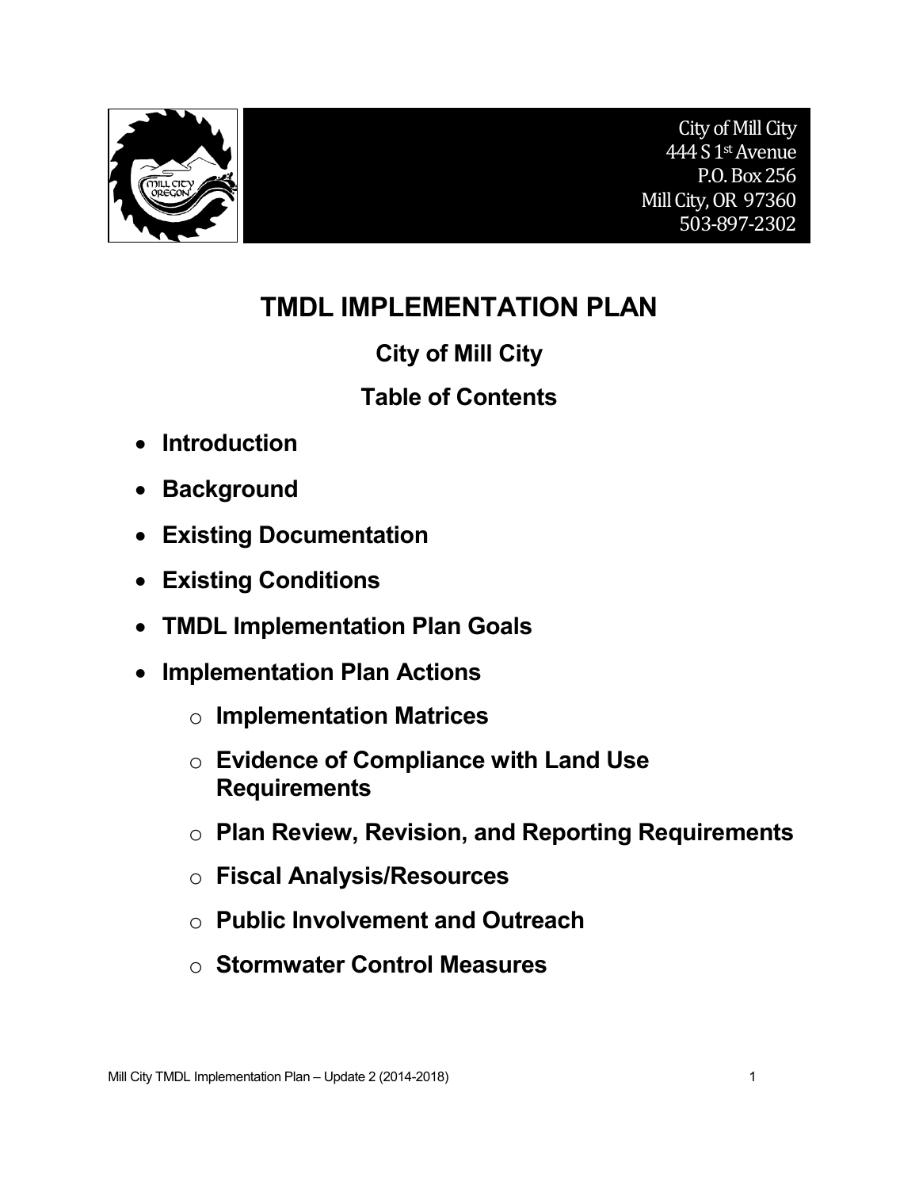City of Mill City
444 S 1st Avenue
P.O. Box 256
Mill City, OR 97360
503-897-2302

# TMDL IMPLEMENTATION PLAN

## City of Mill City

## Table of Contents

- **Introduction**
- **Background**
- **Existing Documentation**
- **Existing Conditions**
- **TMDL Implementation Plan Goals**
- **Implementation Plan Actions**
  - **Implementation Matrices**
  - **Evidence of Compliance with Land Use Requirements**
  - **Plan Review, Revision, and Reporting Requirements**
  - **Fiscal Analysis/Resources**
  - **Public Involvement and Outreach**
  - **Stormwater Control Measures**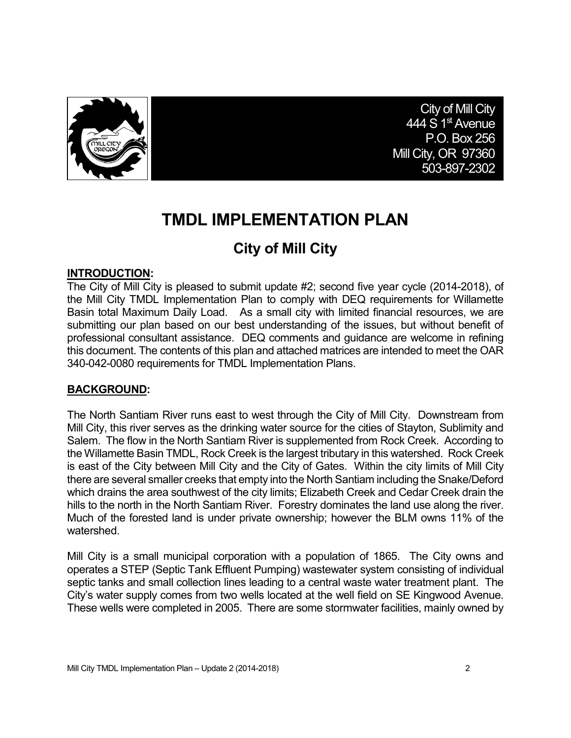City of Mill City
444 S 1st Avenue
P.O. Box 256
Mill City, OR 97360
503-897-2302

# TMDL IMPLEMENTATION PLAN

## City of Mill City

**INTRODUCTION:**

The City of Mill City is pleased to submit update #2; second five year cycle (2014-2018), of the Mill City TMDL Implementation Plan to comply with DEQ requirements for Willamette Basin total Maximum Daily Load. As a small city with limited financial resources, we are submitting our plan based on our best understanding of the issues, but without benefit of professional consultant assistance. DEQ comments and guidance are welcome in refining this document. The contents of this plan and attached matrices are intended to meet the OAR 340-042-0080 requirements for TMDL Implementation Plans.

**BACKGROUND:**

The North Santiam River runs east to west through the City of Mill City. Downstream from Mill City, this river serves as the drinking water source for the cities of Stayton, Sublimity and Salem. The flow in the North Santiam River is supplemented from Rock Creek. According to the Willamette Basin TMDL, Rock Creek is the largest tributary in this watershed. Rock Creek is east of the City between Mill City and the City of Gates. Within the city limits of Mill City there are several smaller creeks that empty into the North Santiam including the Snake/Deford which drains the area southwest of the city limits; Elizabeth Creek and Cedar Creek drain the hills to the north in the North Santiam River. Forestry dominates the land use along the river. Much of the forested land is under private ownership; however the BLM owns 11% of the watershed.

Mill City is a small municipal corporation with a population of 1865. The City owns and operates a STEP (Septic Tank Effluent Pumping) wastewater system consisting of individual septic tanks and small collection lines leading to a central waste water treatment plant. The City's water supply comes from two wells located at the well field on SE Kingwood Avenue. These wells were completed in 2005. There are some stormwater facilities, mainly owned by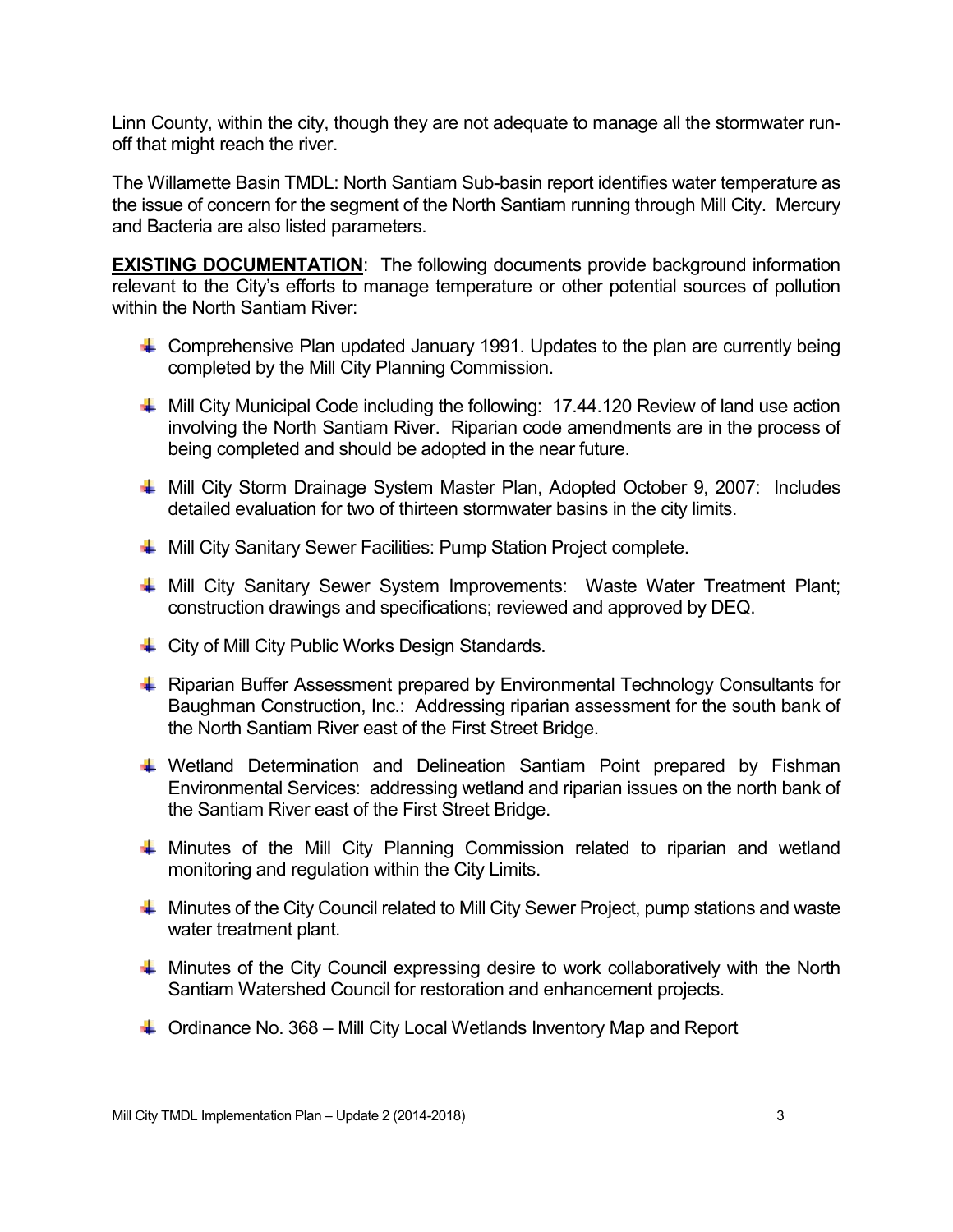Linn County, within the city, though they are not adequate to manage all the stormwater run-off that might reach the river.

The Willamette Basin TMDL: North Santiam Sub-basin report identifies water temperature as the issue of concern for the segment of the North Santiam running through Mill City. Mercury and Bacteria are also listed parameters.

**EXISTING DOCUMENTATION**: The following documents provide background information relevant to the City's efforts to manage temperature or other potential sources of pollution within the North Santiam River:

- Comprehensive Plan updated January 1991. Updates to the plan are currently being completed by the Mill City Planning Commission.
- Mill City Municipal Code including the following: 17.44.120 Review of land use action involving the North Santiam River. Riparian code amendments are in the process of being completed and should be adopted in the near future.
- Mill City Storm Drainage System Master Plan, Adopted October 9, 2007: Includes detailed evaluation for two of thirteen stormwater basins in the city limits.
- Mill City Sanitary Sewer Facilities: Pump Station Project complete.
- Mill City Sanitary Sewer System Improvements: Waste Water Treatment Plant; construction drawings and specifications; reviewed and approved by DEQ.
- City of Mill City Public Works Design Standards.
- Riparian Buffer Assessment prepared by Environmental Technology Consultants for Baughman Construction, Inc.: Addressing riparian assessment for the south bank of the North Santiam River east of the First Street Bridge.
- Wetland Determination and Delineation Santiam Point prepared by Fishman Environmental Services: addressing wetland and riparian issues on the north bank of the Santiam River east of the First Street Bridge.
- Minutes of the Mill City Planning Commission related to riparian and wetland monitoring and regulation within the City Limits.
- Minutes of the City Council related to Mill City Sewer Project, pump stations and waste water treatment plant.
- Minutes of the City Council expressing desire to work collaboratively with the North Santiam Watershed Council for restoration and enhancement projects.
- Ordinance No. 368 – Mill City Local Wetlands Inventory Map and Report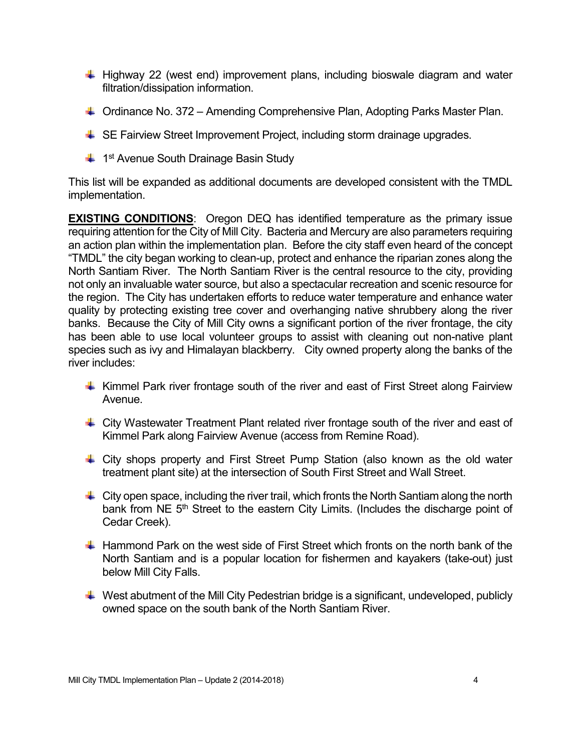- Highway 22 (west end) improvement plans, including bioswale diagram and water filtration/dissipation information.
- Ordinance No. 372 – Amending Comprehensive Plan, Adopting Parks Master Plan.
- SE Fairview Street Improvement Project, including storm drainage upgrades.
- 1st Avenue South Drainage Basin Study

This list will be expanded as additional documents are developed consistent with the TMDL implementation.

**EXISTING CONDITIONS**: Oregon DEQ has identified temperature as the primary issue requiring attention for the City of Mill City. Bacteria and Mercury are also parameters requiring an action plan within the implementation plan. Before the city staff even heard of the concept "TMDL" the city began working to clean-up, protect and enhance the riparian zones along the North Santiam River. The North Santiam River is the central resource to the city, providing not only an invaluable water source, but also a spectacular recreation and scenic resource for the region. The City has undertaken efforts to reduce water temperature and enhance water quality by protecting existing tree cover and overhanging native shrubbery along the river banks. Because the City of Mill City owns a significant portion of the river frontage, the city has been able to use local volunteer groups to assist with cleaning out non-native plant species such as ivy and Himalayan blackberry. City owned property along the banks of the river includes:

- Kimmel Park river frontage south of the river and east of First Street along Fairview Avenue.
- City Wastewater Treatment Plant related river frontage south of the river and east of Kimmel Park along Fairview Avenue (access from Remine Road).
- City shops property and First Street Pump Station (also known as the old water treatment plant site) at the intersection of South First Street and Wall Street.
- City open space, including the river trail, which fronts the North Santiam along the north bank from NE 5th Street to the eastern City Limits. (Includes the discharge point of Cedar Creek).
- Hammond Park on the west side of First Street which fronts on the north bank of the North Santiam and is a popular location for fishermen and kayakers (take-out) just below Mill City Falls.
- West abutment of the Mill City Pedestrian bridge is a significant, undeveloped, publicly owned space on the south bank of the North Santiam River.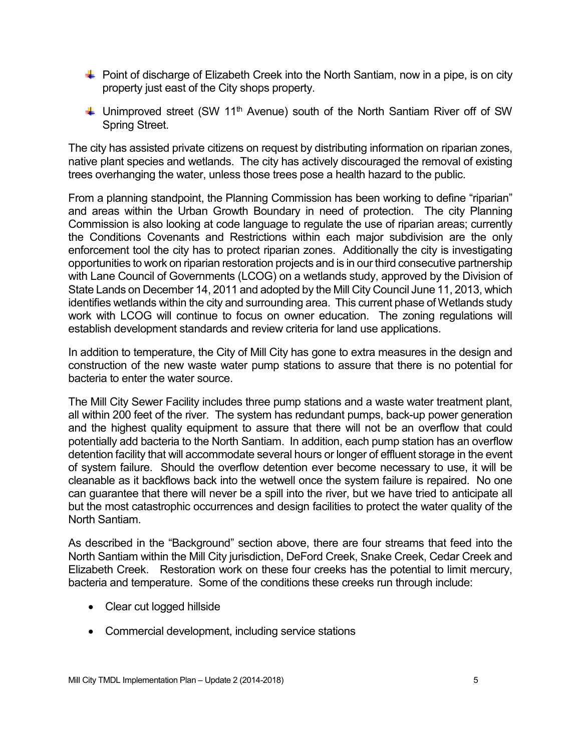- Point of discharge of Elizabeth Creek into the North Santiam, now in a pipe, is on city property just east of the City shops property.
- Unimproved street (SW 11th Avenue) south of the North Santiam River off of SW Spring Street.

The city has assisted private citizens on request by distributing information on riparian zones, native plant species and wetlands. The city has actively discouraged the removal of existing trees overhanging the water, unless those trees pose a health hazard to the public.

From a planning standpoint, the Planning Commission has been working to define "riparian" and areas within the Urban Growth Boundary in need of protection. The city Planning Commission is also looking at code language to regulate the use of riparian areas; currently the Conditions Covenants and Restrictions within each major subdivision are the only enforcement tool the city has to protect riparian zones. Additionally the city is investigating opportunities to work on riparian restoration projects and is in our third consecutive partnership with Lane Council of Governments (LCOG) on a wetlands study, approved by the Division of State Lands on December 14, 2011 and adopted by the Mill City Council June 11, 2013, which identifies wetlands within the city and surrounding area. This current phase of Wetlands study work with LCOG will continue to focus on owner education. The zoning regulations will establish development standards and review criteria for land use applications.

In addition to temperature, the City of Mill City has gone to extra measures in the design and construction of the new waste water pump stations to assure that there is no potential for bacteria to enter the water source.

The Mill City Sewer Facility includes three pump stations and a waste water treatment plant, all within 200 feet of the river. The system has redundant pumps, back-up power generation and the highest quality equipment to assure that there will not be an overflow that could potentially add bacteria to the North Santiam. In addition, each pump station has an overflow detention facility that will accommodate several hours or longer of effluent storage in the event of system failure. Should the overflow detention ever become necessary to use, it will be cleanable as it backflows back into the wetwell once the system failure is repaired. No one can guarantee that there will never be a spill into the river, but we have tried to anticipate all but the most catastrophic occurrences and design facilities to protect the water quality of the North Santiam.

As described in the "Background" section above, there are four streams that feed into the North Santiam within the Mill City jurisdiction, DeFord Creek, Snake Creek, Cedar Creek and Elizabeth Creek. Restoration work on these four creeks has the potential to limit mercury, bacteria and temperature. Some of the conditions these creeks run through include:

- Clear cut logged hillside
- Commercial development, including service stations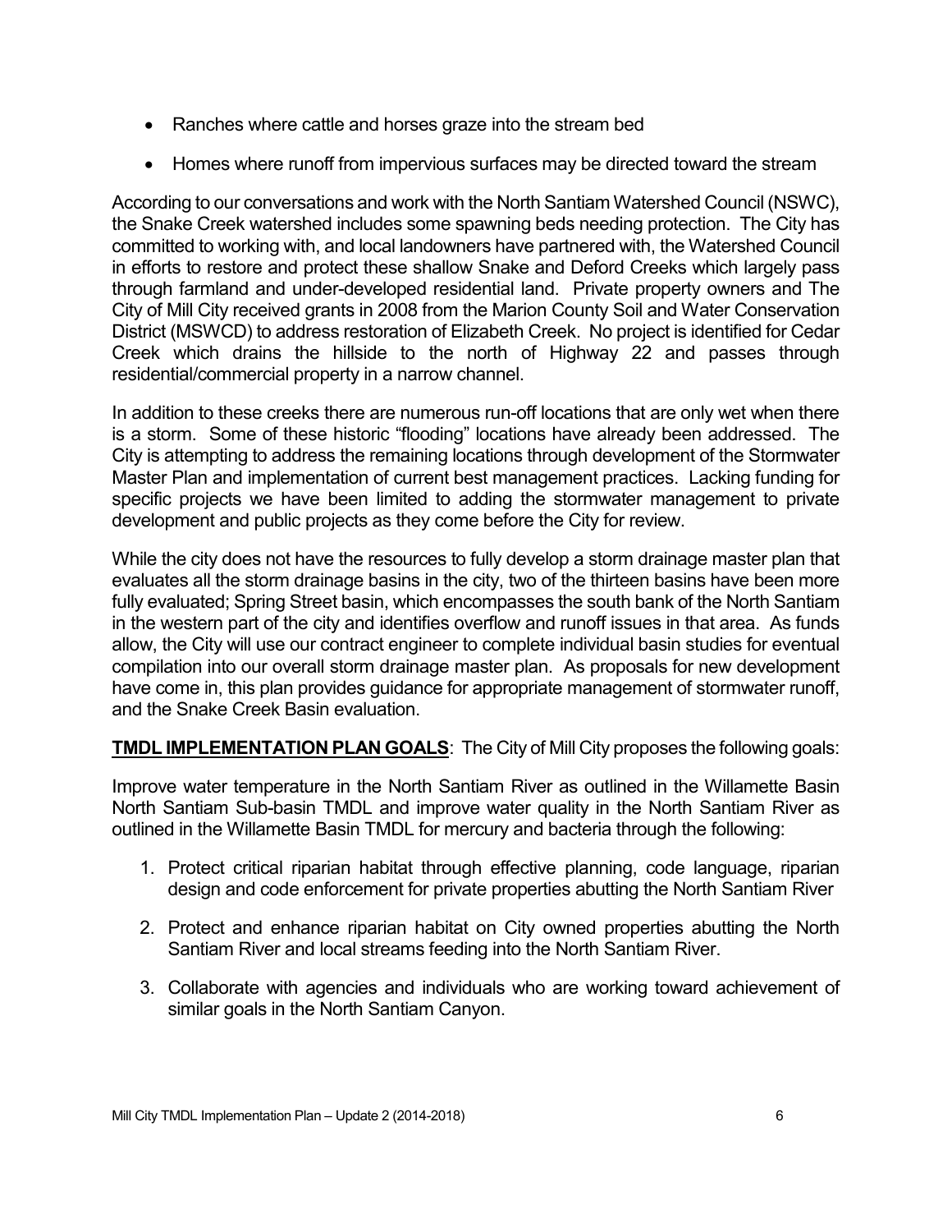- Ranches where cattle and horses graze into the stream bed
- Homes where runoff from impervious surfaces may be directed toward the stream

According to our conversations and work with the North Santiam Watershed Council (NSWC), the Snake Creek watershed includes some spawning beds needing protection. The City has committed to working with, and local landowners have partnered with, the Watershed Council in efforts to restore and protect these shallow Snake and Deford Creeks which largely pass through farmland and under-developed residential land. Private property owners and The City of Mill City received grants in 2008 from the Marion County Soil and Water Conservation District (MSWCD) to address restoration of Elizabeth Creek. No project is identified for Cedar Creek which drains the hillside to the north of Highway 22 and passes through residential/commercial property in a narrow channel.

In addition to these creeks there are numerous run-off locations that are only wet when there is a storm. Some of these historic "flooding" locations have already been addressed. The City is attempting to address the remaining locations through development of the Stormwater Master Plan and implementation of current best management practices. Lacking funding for specific projects we have been limited to adding the stormwater management to private development and public projects as they come before the City for review.

While the city does not have the resources to fully develop a storm drainage master plan that evaluates all the storm drainage basins in the city, two of the thirteen basins have been more fully evaluated; Spring Street basin, which encompasses the south bank of the North Santiam in the western part of the city and identifies overflow and runoff issues in that area. As funds allow, the City will use our contract engineer to complete individual basin studies for eventual compilation into our overall storm drainage master plan. As proposals for new development have come in, this plan provides guidance for appropriate management of stormwater runoff, and the Snake Creek Basin evaluation.

**<u>TMDL IMPLEMENTATION PLAN GOALS</u>**: The City of Mill City proposes the following goals:

Improve water temperature in the North Santiam River as outlined in the Willamette Basin North Santiam Sub-basin TMDL and improve water quality in the North Santiam River as outlined in the Willamette Basin TMDL for mercury and bacteria through the following:

1. Protect critical riparian habitat through effective planning, code language, riparian design and code enforcement for private properties abutting the North Santiam River
2. Protect and enhance riparian habitat on City owned properties abutting the North Santiam River and local streams feeding into the North Santiam River.
3. Collaborate with agencies and individuals who are working toward achievement of similar goals in the North Santiam Canyon.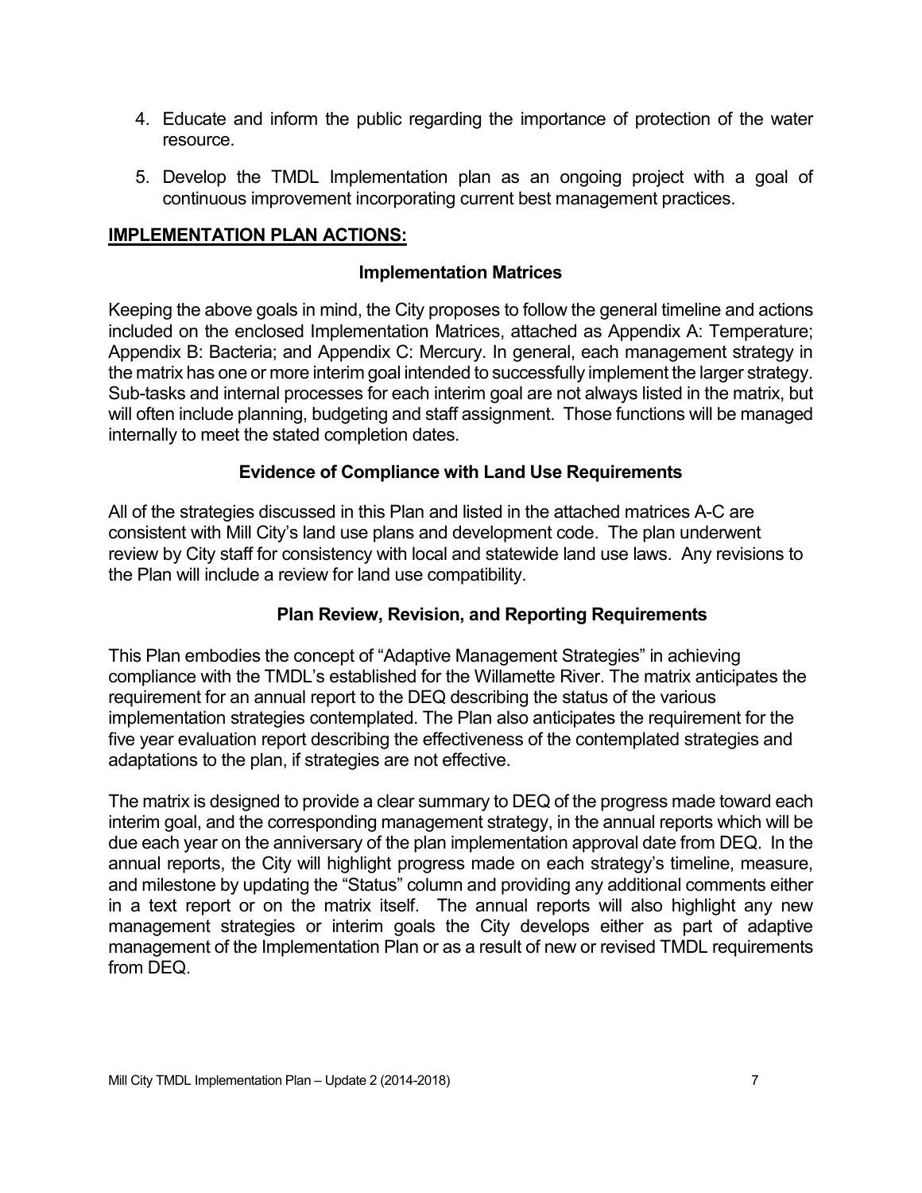4. Educate and inform the public regarding the importance of protection of the water resource.

5. Develop the TMDL Implementation plan as an ongoing project with a goal of continuous improvement incorporating current best management practices.

## IMPLEMENTATION PLAN ACTIONS:

### Implementation Matrices

Keeping the above goals in mind, the City proposes to follow the general timeline and actions included on the enclosed Implementation Matrices, attached as Appendix A: Temperature; Appendix B: Bacteria; and Appendix C: Mercury. In general, each management strategy in the matrix has one or more interim goal intended to successfully implement the larger strategy. Sub-tasks and internal processes for each interim goal are not always listed in the matrix, but will often include planning, budgeting and staff assignment. Those functions will be managed internally to meet the stated completion dates.

### Evidence of Compliance with Land Use Requirements

All of the strategies discussed in this Plan and listed in the attached matrices A-C are consistent with Mill City's land use plans and development code. The plan underwent review by City staff for consistency with local and statewide land use laws. Any revisions to the Plan will include a review for land use compatibility.

### Plan Review, Revision, and Reporting Requirements

This Plan embodies the concept of "Adaptive Management Strategies" in achieving compliance with the TMDL's established for the Willamette River. The matrix anticipates the requirement for an annual report to the DEQ describing the status of the various implementation strategies contemplated. The Plan also anticipates the requirement for the five year evaluation report describing the effectiveness of the contemplated strategies and adaptations to the plan, if strategies are not effective.

The matrix is designed to provide a clear summary to DEQ of the progress made toward each interim goal, and the corresponding management strategy, in the annual reports which will be due each year on the anniversary of the plan implementation approval date from DEQ. In the annual reports, the City will highlight progress made on each strategy's timeline, measure, and milestone by updating the "Status" column and providing any additional comments either in a text report or on the matrix itself. The annual reports will also highlight any new management strategies or interim goals the City develops either as part of adaptive management of the Implementation Plan or as a result of new or revised TMDL requirements from DEQ.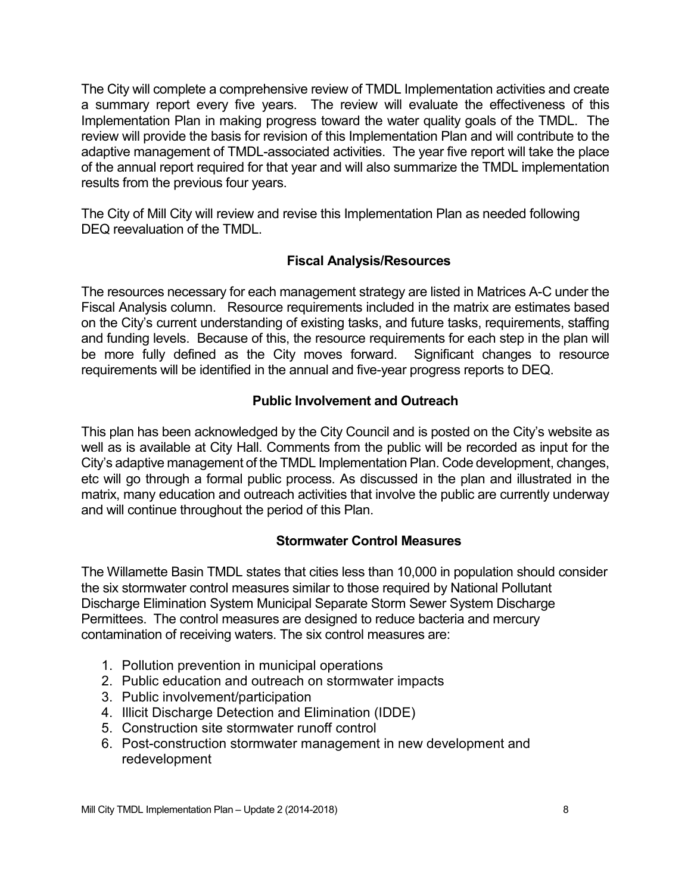The City will complete a comprehensive review of TMDL Implementation activities and create a summary report every five years. The review will evaluate the effectiveness of this Implementation Plan in making progress toward the water quality goals of the TMDL. The review will provide the basis for revision of this Implementation Plan and will contribute to the adaptive management of TMDL-associated activities. The year five report will take the place of the annual report required for that year and will also summarize the TMDL implementation results from the previous four years.

The City of Mill City will review and revise this Implementation Plan as needed following DEQ reevaluation of the TMDL.

## Fiscal Analysis/Resources

The resources necessary for each management strategy are listed in Matrices A-C under the Fiscal Analysis column. Resource requirements included in the matrix are estimates based on the City's current understanding of existing tasks, and future tasks, requirements, staffing and funding levels. Because of this, the resource requirements for each step in the plan will be more fully defined as the City moves forward. Significant changes to resource requirements will be identified in the annual and five-year progress reports to DEQ.

## Public Involvement and Outreach

This plan has been acknowledged by the City Council and is posted on the City's website as well as is available at City Hall. Comments from the public will be recorded as input for the City's adaptive management of the TMDL Implementation Plan. Code development, changes, etc will go through a formal public process. As discussed in the plan and illustrated in the matrix, many education and outreach activities that involve the public are currently underway and will continue throughout the period of this Plan.

## Stormwater Control Measures

The Willamette Basin TMDL states that cities less than 10,000 in population should consider the six stormwater control measures similar to those required by National Pollutant Discharge Elimination System Municipal Separate Storm Sewer System Discharge Permittees. The control measures are designed to reduce bacteria and mercury contamination of receiving waters. The six control measures are:

1. Pollution prevention in municipal operations
2. Public education and outreach on stormwater impacts
3. Public involvement/participation
4. Illicit Discharge Detection and Elimination (IDDE)
5. Construction site stormwater runoff control
6. Post-construction stormwater management in new development and redevelopment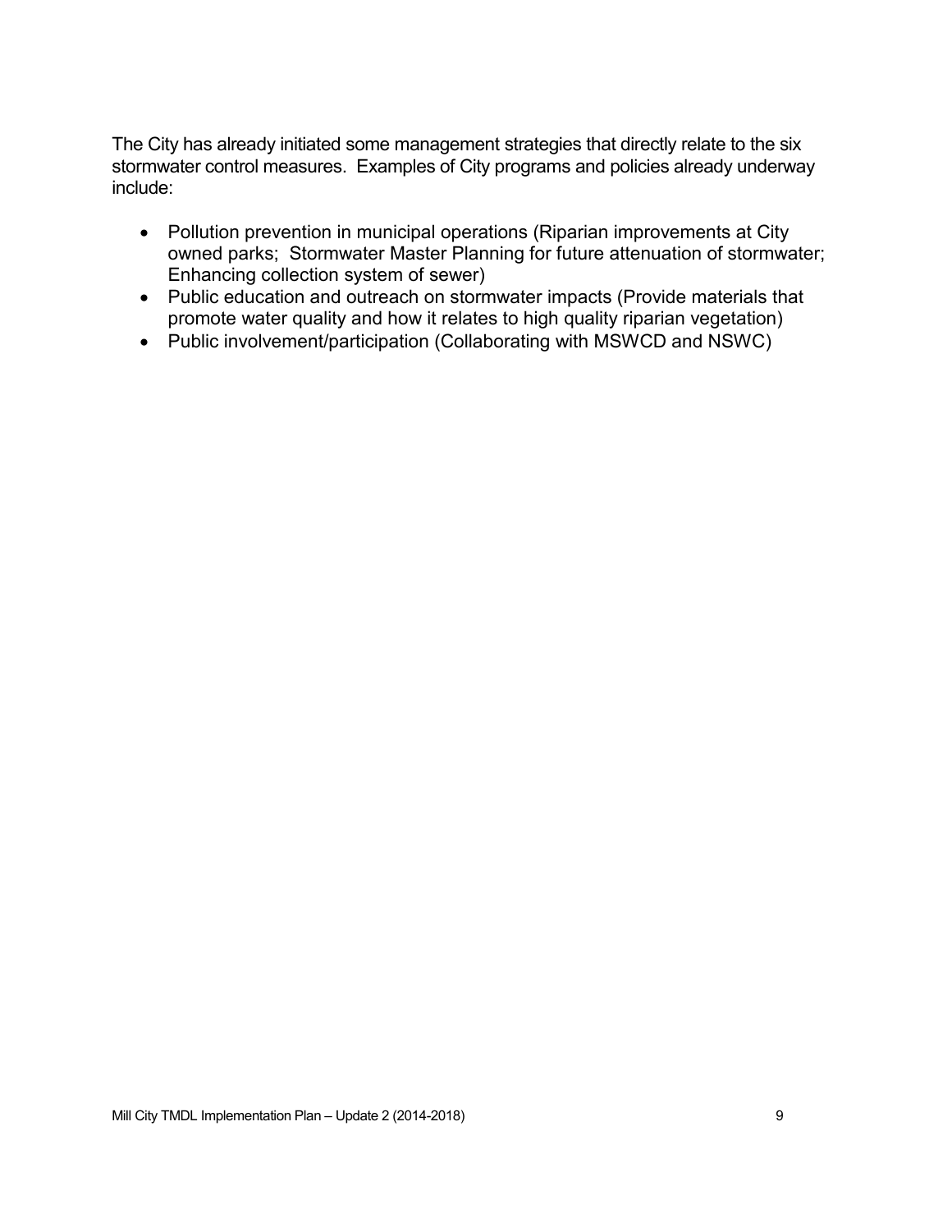The City has already initiated some management strategies that directly relate to the six stormwater control measures. Examples of City programs and policies already underway include:

- Pollution prevention in municipal operations (Riparian improvements at City owned parks; Stormwater Master Planning for future attenuation of stormwater; Enhancing collection system of sewer)
- Public education and outreach on stormwater impacts (Provide materials that promote water quality and how it relates to high quality riparian vegetation)
- Public involvement/participation (Collaborating with MSWCD and NSWC)